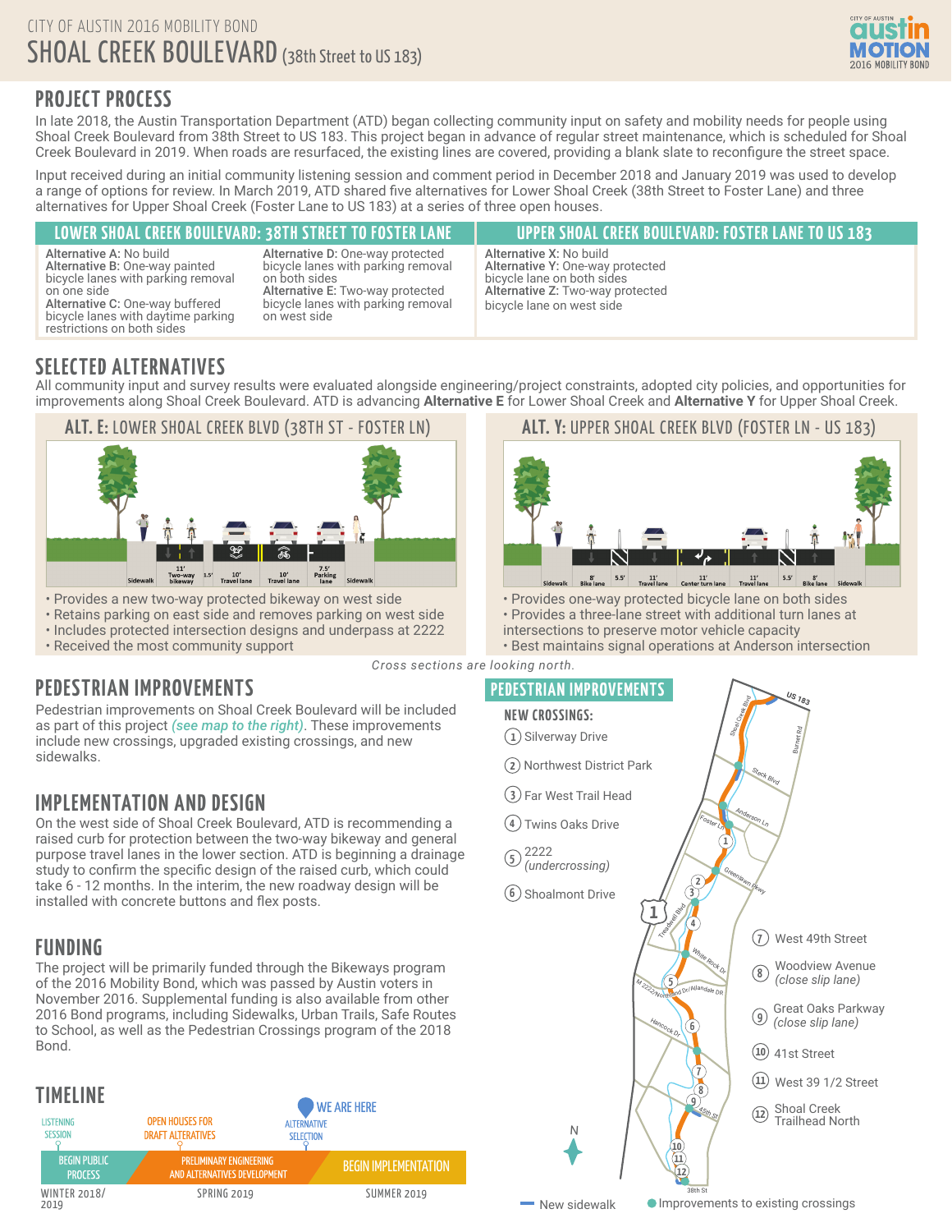CITY OF AUSTIN 2016 MOBILITY BOND

# SHOAL CREEK BOULEVARD (38th Street to US 183)

## PROJECT PROCESS

In late 2018, the Austin Transportation Department (ATD) began collecting community input on safety and mobility needs for people using Shoal Creek Boulevard from 38th Street to US 183. This project began in advance of regular street maintenance, which is scheduled for Shoal Creek Boulevard in 2019. When roads are resurfaced, the existing lines are covered, providing a blank slate to reconfigure the street space.

Input received during an initial community listening session and comment period in December 2018 and January 2019 was used to develop a range of options for review. In March 2019, ATD shared five alternatives for Lower Shoal Creek (38th Street to Foster Lane) and three alternatives for Upper Shoal Creek (Foster Lane to US 183) at a series of three open houses.

| LOWER SHOAL CREEK BOULEVARD: 38TH STREET TO FOSTER LANE | UPPER SHOAL CREEK BOULEVARD: FOSTER LANE TO US 183 |
|---|---|
| **Alternative A:** No build<br>**Alternative B:** One-way painted bicycle lanes with parking removal on one side<br>**Alternative C:** One-way buffered bicycle lanes with daytime parking restrictions on both sides<br>**Alternative D:** One-way protected bicycle lanes with parking removal on both sides<br>**Alternative E:** Two-way protected bicycle lanes with parking removal on west side | **Alternative X:** No build<br>**Alternative Y:** One-way protected bicycle lane on both sides<br>**Alternative Z:** Two-way protected bicycle lane on west side |

## SELECTED ALTERNATIVES

All community input and survey results were evaluated alongside engineering/project constraints, adopted city policies, and opportunities for improvements along Shoal Creek Boulevard. ATD is advancing **Alternative E** for Lower Shoal Creek and **Alternative Y** for Upper Shoal Creek.

### ALT. E: LOWER SHOAL CREEK BLVD (38TH ST - FOSTER LN)

Sidewalk | 11' Two-way bikeway | 1.5' | 10' Travel lane | 10' Travel lane | 7.5' Parking lane | Sidewalk

- Provides a new two-way protected bikeway on west side
- Retains parking on east side and removes parking on west side
- Includes protected intersection designs and underpass at 2222
- Received the most community support

### ALT. Y: UPPER SHOAL CREEK BLVD (FOSTER LN - US 183)

Sidewalk | 8' Bike lane | 5.5' | 11' Travel lane | 11' Center turn lane | 11' Travel lane | 5.5' | 8' Bike lane | Sidewalk

- Provides one-way protected bicycle lane on both sides
- Provides a three-lane street with additional turn lanes at intersections to preserve motor vehicle capacity
- Best maintains signal operations at Anderson intersection

*Cross sections are looking north.*

## PEDESTRIAN IMPROVEMENTS

Pedestrian improvements on Shoal Creek Boulevard will be included as part of this project *(see map to the right)*. These improvements include new crossings, upgraded existing crossings, and new sidewalks.

## IMPLEMENTATION AND DESIGN

On the west side of Shoal Creek Boulevard, ATD is recommending a raised curb for protection between the two-way bikeway and general purpose travel lanes in the lower section. ATD is beginning a drainage study to confirm the specific design of the raised curb, which could take 6 - 12 months. In the interim, the new roadway design will be installed with concrete buttons and flex posts.

## FUNDING

The project will be primarily funded through the Bikeways program of the 2016 Mobility Bond, which was passed by Austin voters in November 2016. Supplemental funding is also available from other 2016 Bond programs, including Sidewalks, Urban Trails, Safe Routes to School, as well as the Pedestrian Crossings program of the 2018 Bond.

## TIMELINE

- WINTER 2018/2019: LISTENING SESSION — BEGIN PUBLIC PROCESS
- SPRING 2019: OPEN HOUSES FOR DRAFT ALTERNATIVES — PRELIMINARY ENGINEERING AND ALTERNATIVES DEVELOPMENT
- ALTERNATIVE SELECTION — WE ARE HERE
- SUMMER 2019: BEGIN IMPLEMENTATION

## PEDESTRIAN IMPROVEMENTS

**NEW CROSSINGS:**

1. Silverway Drive
2. Northwest District Park
3. Far West Trail Head
4. Twins Oaks Drive
5. 2222 *(undercrossing)*
6. Shoalmont Drive
7. West 49th Street
8. Woodview Avenue *(close slip lane)*
9. Great Oaks Parkway *(close slip lane)*
10. 41st Street
11. West 39 1/2 Street
12. Shoal Creek Trailhead North

New sidewalk | Improvements to existing crossings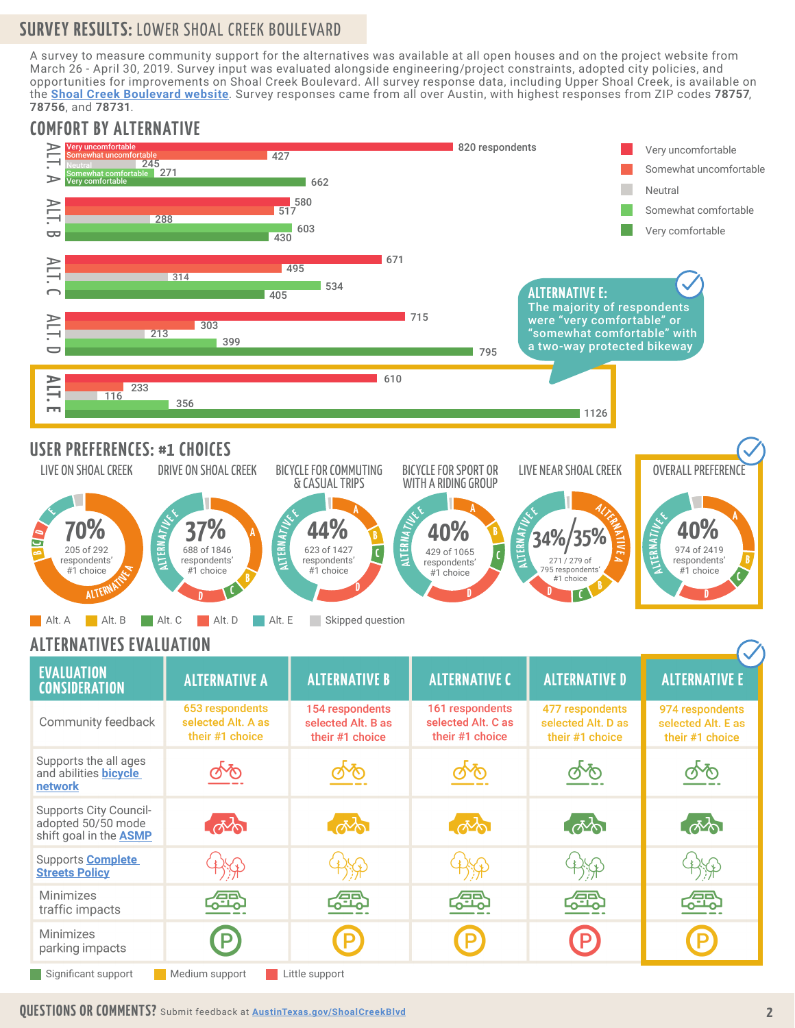## SURVEY RESULTS: LOWER SHOAL CREEK BOULEVARD

A survey to measure community support for the alternatives was available at all open houses and on the project website from March 26 - April 30, 2019. Survey input was evaluated alongside engineering/project constraints, adopted city policies, and opportunities for improvements on Shoal Creek Boulevard. All survey response data, including Upper Shoal Creek, is available on the **Shoal Creek Boulevard website**. Survey responses came from all over Austin, with highest responses from ZIP codes **78757**, **78756**, and **78731**.

### COMFORT BY ALTERNATIVE

ALT. A
Very uncomfortable 820 respondents
Somewhat uncomfortable 427
Neutral 245
Somewhat comfortable 271
Very comfortable 662

ALT. B
580
517
288
603
430

ALT. C
671
495
314
534
405

ALT. D
715
303
213
399
795

ALT. E
610
233
116
356
1126

Very uncomfortable
Somewhat uncomfortable
Neutral
Somewhat comfortable
Very comfortable

**ALTERNATIVE E:** The majority of respondents were "very comfortable" or "somewhat comfortable" with a two-way protected bikeway

### USER PREFERENCES: #1 CHOICES

LIVE ON SHOAL CREEK
70%
205 of 292 respondents' #1 choice
ALTERNATIVE A

DRIVE ON SHOAL CREEK
37%
688 of 1846 respondents' #1 choice
ALTERNATIVE E

BICYCLE FOR COMMUTING & CASUAL TRIPS
44%
623 of 1427 respondents' #1 choice
ALTERNATIVE E

BICYCLE FOR SPORT OR WITH A RIDING GROUP
40%
429 of 1065 respondents' #1 choice
ALTERNATIVE E

LIVE NEAR SHOAL CREEK
34%/35%
271 / 279 of 795 respondents' #1 choice
ALTERNATIVE E / ALTERNATIVE A

OVERALL PREFERENCE
40%
974 of 2419 respondents' #1 choice
ALTERNATIVE E

Alt. A | Alt. B | Alt. C | Alt. D | Alt. E | Skipped question

### ALTERNATIVES EVALUATION

| EVALUATION CONSIDERATION | ALTERNATIVE A | ALTERNATIVE B | ALTERNATIVE C | ALTERNATIVE D | ALTERNATIVE E |
|---|---|---|---|---|---|
| Community feedback | 653 respondents selected Alt. A as their #1 choice | 154 respondents selected Alt. B as their #1 choice | 161 respondents selected Alt. C as their #1 choice | 477 respondents selected Alt. D as their #1 choice | 974 respondents selected Alt. E as their #1 choice |
| Supports the all ages and abilities bicycle network | Little support | Medium support | Medium support | Significant support | Significant support |
| Supports City Council-adopted 50/50 mode shift goal in the ASMP | Little support | Medium support | Medium support | Significant support | Significant support |
| Supports Complete Streets Policy | Little support | Medium support | Medium support | Significant support | Significant support |
| Minimizes traffic impacts | Significant support | Significant support | Significant support | Significant support | Significant support |
| Minimizes parking impacts | Significant support | Medium support | Medium support | Little support | Medium support |

Significant support | Medium support | Little support

**QUESTIONS OR COMMENTS?** Submit feedback at **AustinTexas.gov/ShoalCreekBlvd**